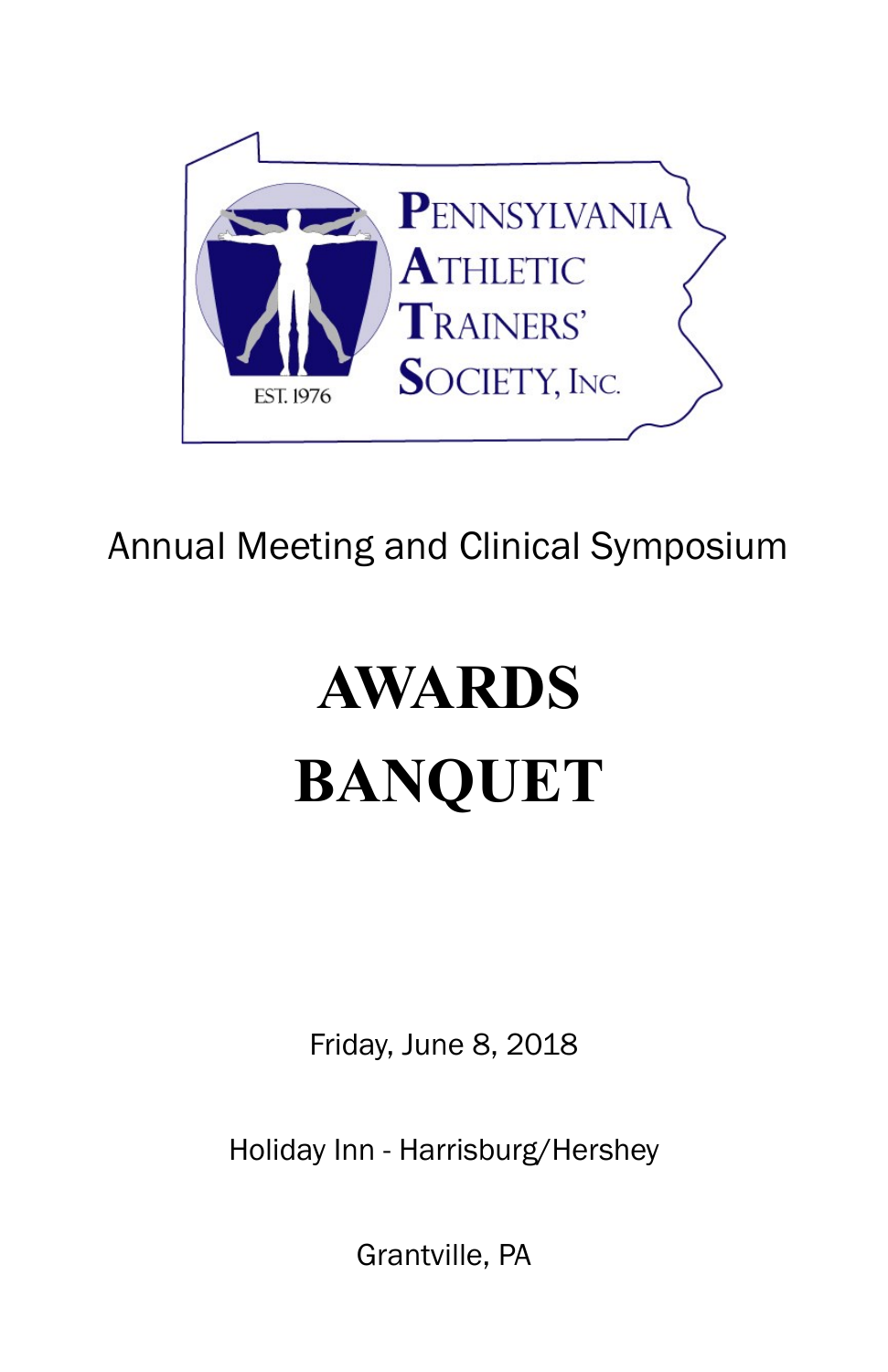PENNSYLVANIA ATHLETIC TRAINERS' SOCIETY, INC.

EST. 1976

Annual Meeting and Clinical Symposium

# AWARDS BANQUET

Friday, June 8, 2018

Holiday Inn - Harrisburg/Hershey

Grantville, PA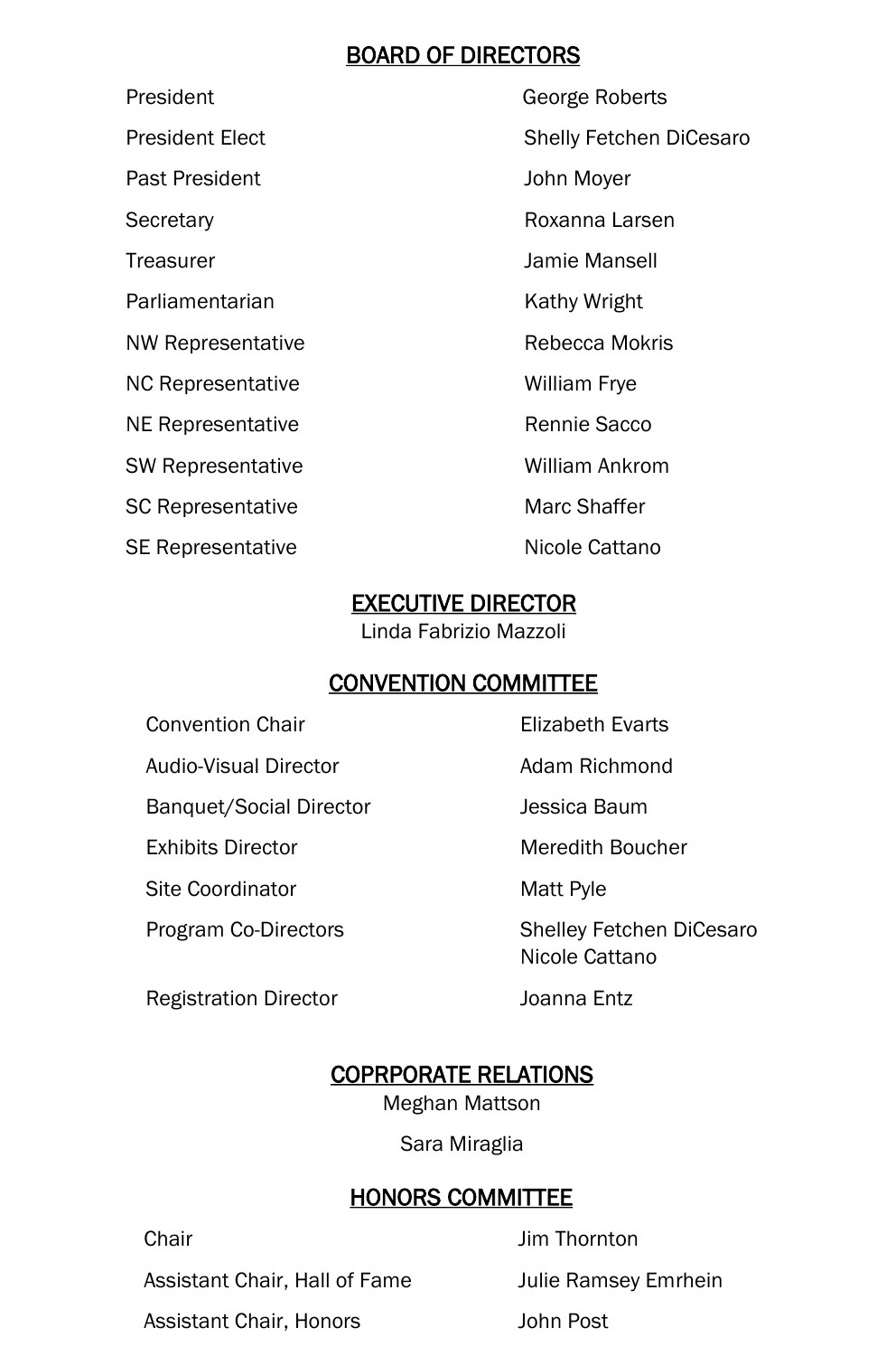## BOARD OF DIRECTORS

| | |
|---|---|
| President | George Roberts |
| President Elect | Shelly Fetchen DiCesaro |
| Past President | John Moyer |
| Secretary | Roxanna Larsen |
| Treasurer | Jamie Mansell |
| Parliamentarian | Kathy Wright |
| NW Representative | Rebecca Mokris |
| NC Representative | William Frye |
| NE Representative | Rennie Sacco |
| SW Representative | William Ankrom |
| SC Representative | Marc Shaffer |
| SE Representative | Nicole Cattano |

## EXECUTIVE DIRECTOR

Linda Fabrizio Mazzoli

## CONVENTION COMMITTEE

| | |
|---|---|
| Convention Chair | Elizabeth Evarts |
| Audio-Visual Director | Adam Richmond |
| Banquet/Social Director | Jessica Baum |
| Exhibits Director | Meredith Boucher |
| Site Coordinator | Matt Pyle |
| Program Co-Directors | Shelley Fetchen DiCesaro<br>Nicole Cattano |
| Registration Director | Joanna Entz |

## COPRPORATE RELATIONS

Meghan Mattson

Sara Miraglia

## HONORS COMMITTEE

| | |
|---|---|
| Chair | Jim Thornton |
| Assistant Chair, Hall of Fame | Julie Ramsey Emrhein |
| Assistant Chair, Honors | John Post |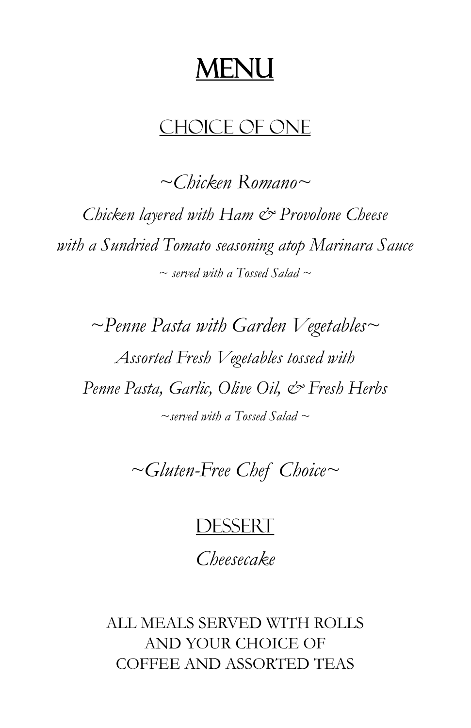# MENU

## CHOICE OF ONE

*~Chicken Romano~*

*Chicken layered with Ham & Provolone Cheese*
*with a Sundried Tomato seasoning atop Marinara Sauce*

*~ served with a Tossed Salad ~*

*~Penne Pasta with Garden Vegetables~*

*Assorted Fresh Vegetables tossed with*
*Penne Pasta, Garlic, Olive Oil, & Fresh Herbs*

*~served with a Tossed Salad ~*

*~Gluten-Free Chef Choice~*

## DESSERT

*Cheesecake*

ALL MEALS SERVED WITH ROLLS
AND YOUR CHOICE OF
COFFEE AND ASSORTED TEAS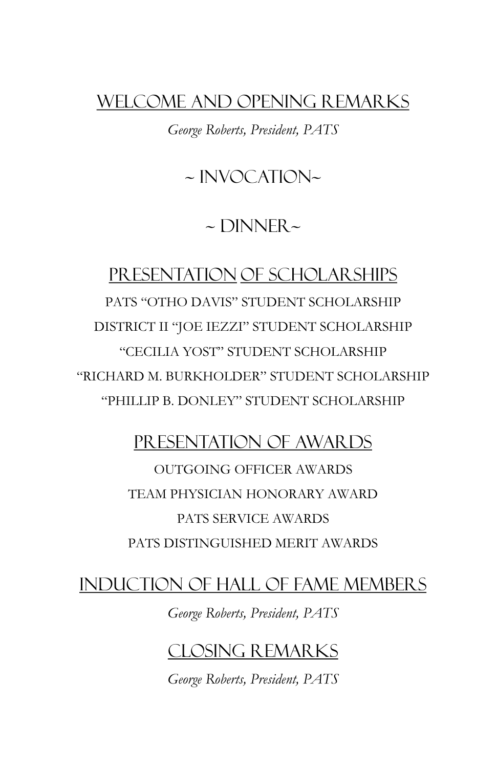## Welcome and Opening Remarks

*George Roberts, President, PATS*

## ~ Invocation~

## ~ Dinner~

## Presentation of Scholarships

PATS "OTHO DAVIS" STUDENT SCHOLARSHIP

DISTRICT II "JOE IEZZI" STUDENT SCHOLARSHIP

"CECILIA YOST" STUDENT SCHOLARSHIP

"RICHARD M. BURKHOLDER" STUDENT SCHOLARSHIP

"PHILLIP B. DONLEY" STUDENT SCHOLARSHIP

## Presentation of Awards

OUTGOING OFFICER AWARDS

TEAM PHYSICIAN HONORARY AWARD

PATS SERVICE AWARDS

PATS DISTINGUISHED MERIT AWARDS

## Induction of Hall of Fame Members

*George Roberts, President, PATS*

## Closing Remarks

*George Roberts, President, PATS*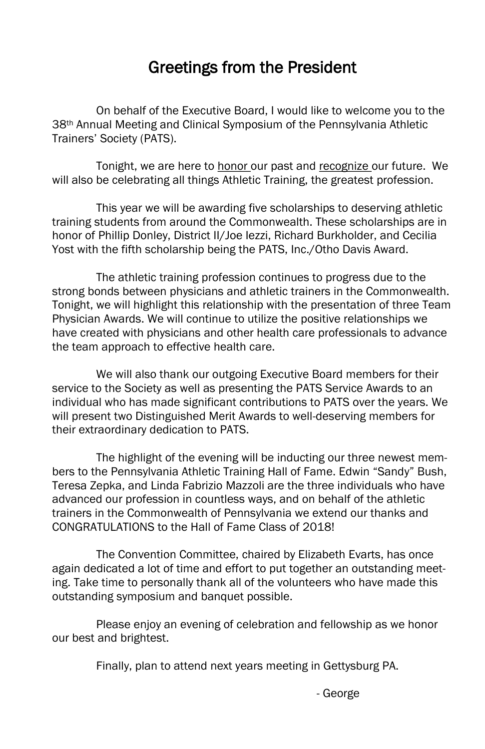# Greetings from the President

On behalf of the Executive Board, I would like to welcome you to the 38th Annual Meeting and Clinical Symposium of the Pennsylvania Athletic Trainers' Society (PATS).

Tonight, we are here to honor our past and recognize our future. We will also be celebrating all things Athletic Training, the greatest profession.

This year we will be awarding five scholarships to deserving athletic training students from around the Commonwealth. These scholarships are in honor of Phillip Donley, District II/Joe Iezzi, Richard Burkholder, and Cecilia Yost with the fifth scholarship being the PATS, Inc./Otho Davis Award.

The athletic training profession continues to progress due to the strong bonds between physicians and athletic trainers in the Commonwealth. Tonight, we will highlight this relationship with the presentation of three Team Physician Awards. We will continue to utilize the positive relationships we have created with physicians and other health care professionals to advance the team approach to effective health care.

We will also thank our outgoing Executive Board members for their service to the Society as well as presenting the PATS Service Awards to an individual who has made significant contributions to PATS over the years. We will present two Distinguished Merit Awards to well-deserving members for their extraordinary dedication to PATS.

The highlight of the evening will be inducting our three newest members to the Pennsylvania Athletic Training Hall of Fame. Edwin "Sandy" Bush, Teresa Zepka, and Linda Fabrizio Mazzoli are the three individuals who have advanced our profession in countless ways, and on behalf of the athletic trainers in the Commonwealth of Pennsylvania we extend our thanks and CONGRATULATIONS to the Hall of Fame Class of 2018!

The Convention Committee, chaired by Elizabeth Evarts, has once again dedicated a lot of time and effort to put together an outstanding meeting. Take time to personally thank all of the volunteers who have made this outstanding symposium and banquet possible.

Please enjoy an evening of celebration and fellowship as we honor our best and brightest.

Finally, plan to attend next years meeting in Gettysburg PA.

- George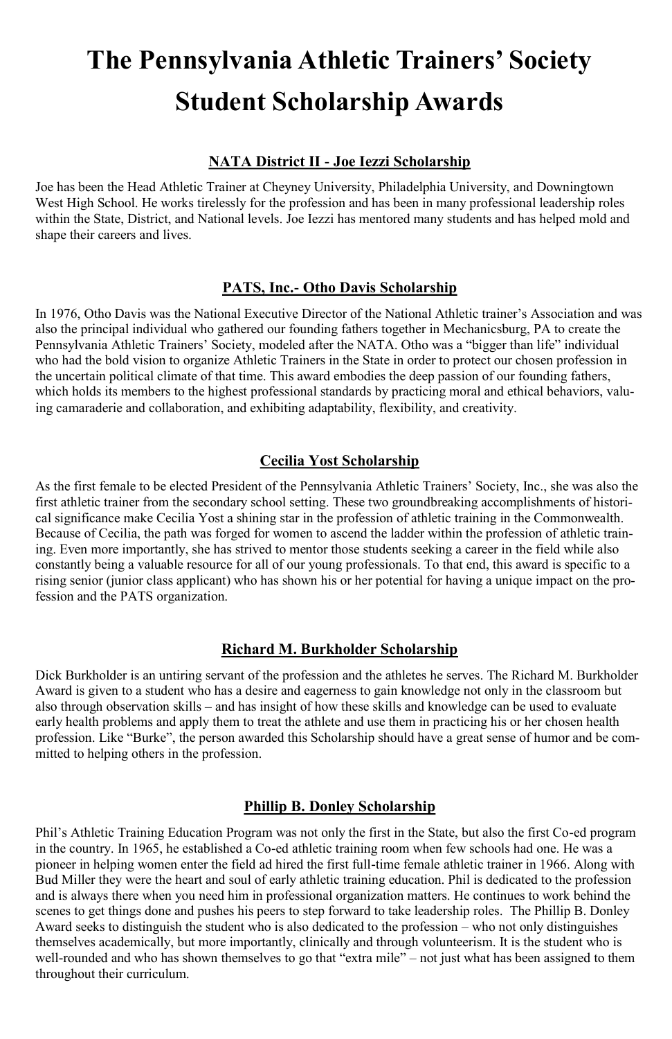# The Pennsylvania Athletic Trainers' Society Student Scholarship Awards

## NATA District II - Joe Iezzi Scholarship

Joe has been the Head Athletic Trainer at Cheyney University, Philadelphia University, and Downingtown West High School. He works tirelessly for the profession and has been in many professional leadership roles within the State, District, and National levels. Joe Iezzi has mentored many students and has helped mold and shape their careers and lives.

## PATS, Inc.- Otho Davis Scholarship

In 1976, Otho Davis was the National Executive Director of the National Athletic trainer's Association and was also the principal individual who gathered our founding fathers together in Mechanicsburg, PA to create the Pennsylvania Athletic Trainers' Society, modeled after the NATA. Otho was a "bigger than life" individual who had the bold vision to organize Athletic Trainers in the State in order to protect our chosen profession in the uncertain political climate of that time. This award embodies the deep passion of our founding fathers, which holds its members to the highest professional standards by practicing moral and ethical behaviors, valuing camaraderie and collaboration, and exhibiting adaptability, flexibility, and creativity.

## Cecilia Yost Scholarship

As the first female to be elected President of the Pennsylvania Athletic Trainers' Society, Inc., she was also the first athletic trainer from the secondary school setting. These two groundbreaking accomplishments of historical significance make Cecilia Yost a shining star in the profession of athletic training in the Commonwealth. Because of Cecilia, the path was forged for women to ascend the ladder within the profession of athletic training. Even more importantly, she has strived to mentor those students seeking a career in the field while also constantly being a valuable resource for all of our young professionals. To that end, this award is specific to a rising senior (junior class applicant) who has shown his or her potential for having a unique impact on the profession and the PATS organization.

## Richard M. Burkholder Scholarship

Dick Burkholder is an untiring servant of the profession and the athletes he serves. The Richard M. Burkholder Award is given to a student who has a desire and eagerness to gain knowledge not only in the classroom but also through observation skills – and has insight of how these skills and knowledge can be used to evaluate early health problems and apply them to treat the athlete and use them in practicing his or her chosen health profession. Like "Burke", the person awarded this Scholarship should have a great sense of humor and be committed to helping others in the profession.

## Phillip B. Donley Scholarship

Phil's Athletic Training Education Program was not only the first in the State, but also the first Co-ed program in the country. In 1965, he established a Co-ed athletic training room when few schools had one. He was a pioneer in helping women enter the field ad hired the first full-time female athletic trainer in 1966. Along with Bud Miller they were the heart and soul of early athletic training education. Phil is dedicated to the profession and is always there when you need him in professional organization matters. He continues to work behind the scenes to get things done and pushes his peers to step forward to take leadership roles. The Phillip B. Donley Award seeks to distinguish the student who is also dedicated to the profession – who not only distinguishes themselves academically, but more importantly, clinically and through volunteerism. It is the student who is well-rounded and who has shown themselves to go that "extra mile" – not just what has been assigned to them throughout their curriculum.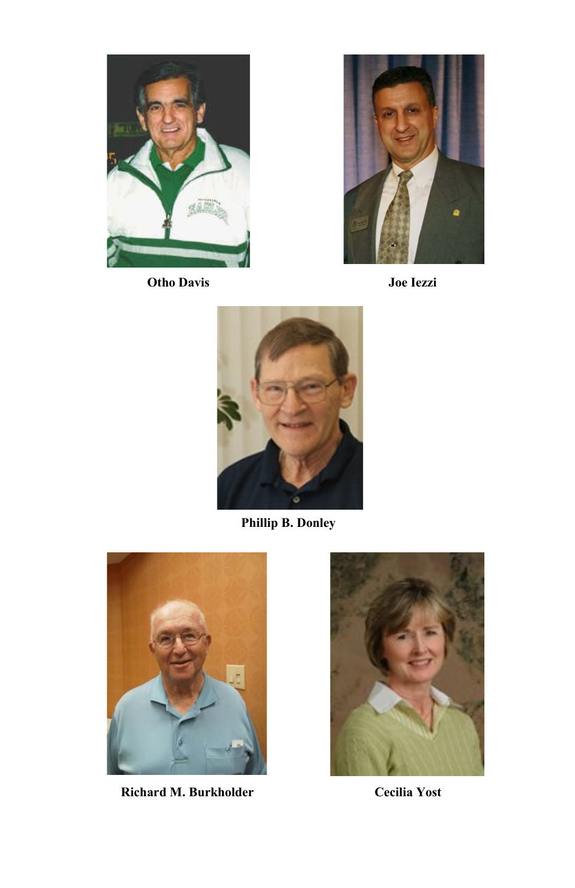**Otho Davis**

**Joe Iezzi**

**Phillip B. Donley**

**Richard M. Burkholder**

**Cecilia Yost**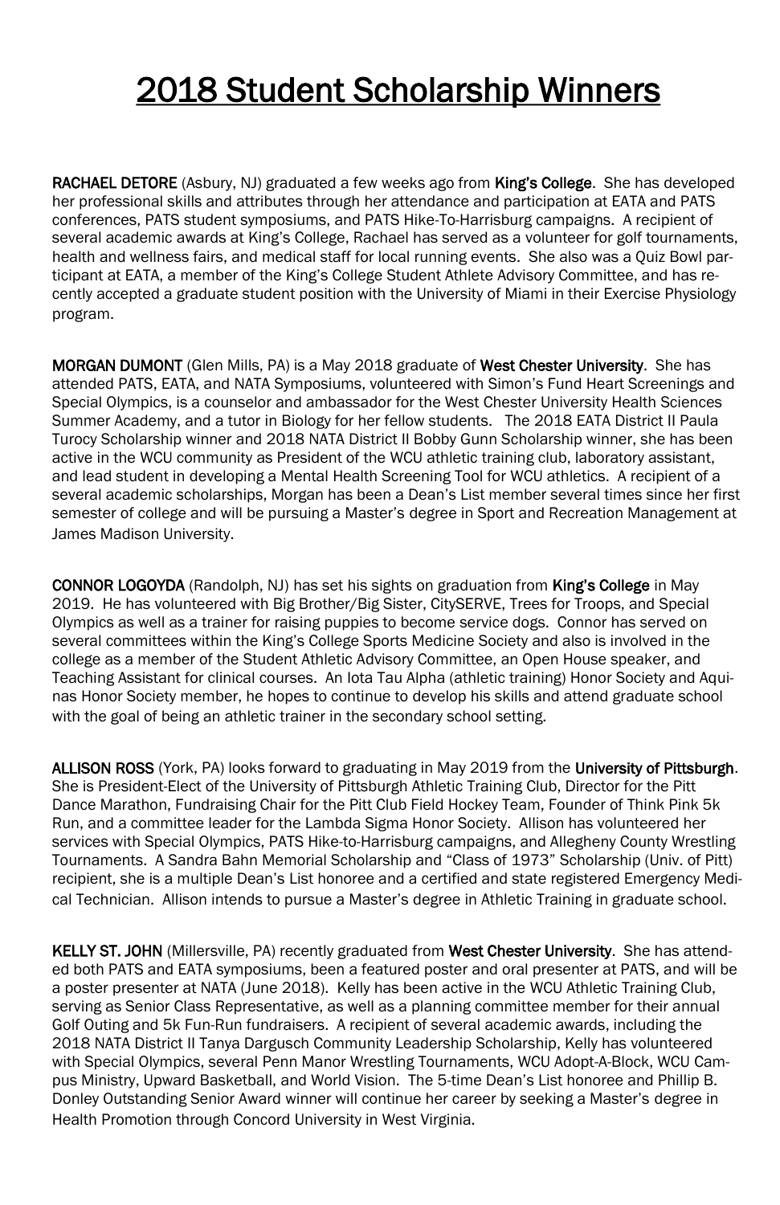# 2018 Student Scholarship Winners

**RACHAEL DETORE** (Asbury, NJ) graduated a few weeks ago from **King's College**. She has developed her professional skills and attributes through her attendance and participation at EATA and PATS conferences, PATS student symposiums, and PATS Hike-To-Harrisburg campaigns. A recipient of several academic awards at King's College, Rachael has served as a volunteer for golf tournaments, health and wellness fairs, and medical staff for local running events. She also was a Quiz Bowl participant at EATA, a member of the King's College Student Athlete Advisory Committee, and has recently accepted a graduate student position with the University of Miami in their Exercise Physiology program.

**MORGAN DUMONT** (Glen Mills, PA) is a May 2018 graduate of **West Chester University**. She has attended PATS, EATA, and NATA Symposiums, volunteered with Simon's Fund Heart Screenings and Special Olympics, is a counselor and ambassador for the West Chester University Health Sciences Summer Academy, and a tutor in Biology for her fellow students. The 2018 EATA District II Paula Turocy Scholarship winner and 2018 NATA District II Bobby Gunn Scholarship winner, she has been active in the WCU community as President of the WCU athletic training club, laboratory assistant, and lead student in developing a Mental Health Screening Tool for WCU athletics. A recipient of a several academic scholarships, Morgan has been a Dean's List member several times since her first semester of college and will be pursuing a Master's degree in Sport and Recreation Management at James Madison University.

**CONNOR LOGOYDA** (Randolph, NJ) has set his sights on graduation from **King's College** in May 2019. He has volunteered with Big Brother/Big Sister, CitySERVE, Trees for Troops, and Special Olympics as well as a trainer for raising puppies to become service dogs. Connor has served on several committees within the King's College Sports Medicine Society and also is involved in the college as a member of the Student Athletic Advisory Committee, an Open House speaker, and Teaching Assistant for clinical courses. An Iota Tau Alpha (athletic training) Honor Society and Aquinas Honor Society member, he hopes to continue to develop his skills and attend graduate school with the goal of being an athletic trainer in the secondary school setting.

**ALLISON ROSS** (York, PA) looks forward to graduating in May 2019 from the **University of Pittsburgh**. She is President-Elect of the University of Pittsburgh Athletic Training Club, Director for the Pitt Dance Marathon, Fundraising Chair for the Pitt Club Field Hockey Team, Founder of Think Pink 5k Run, and a committee leader for the Lambda Sigma Honor Society. Allison has volunteered her services with Special Olympics, PATS Hike-to-Harrisburg campaigns, and Allegheny County Wrestling Tournaments. A Sandra Bahn Memorial Scholarship and "Class of 1973" Scholarship (Univ. of Pitt) recipient, she is a multiple Dean's List honoree and a certified and state registered Emergency Medical Technician. Allison intends to pursue a Master's degree in Athletic Training in graduate school.

**KELLY ST. JOHN** (Millersville, PA) recently graduated from **West Chester University**. She has attended both PATS and EATA symposiums, been a featured poster and oral presenter at PATS, and will be a poster presenter at NATA (June 2018). Kelly has been active in the WCU Athletic Training Club, serving as Senior Class Representative, as well as a planning committee member for their annual Golf Outing and 5k Fun-Run fundraisers. A recipient of several academic awards, including the 2018 NATA District II Tanya Dargusch Community Leadership Scholarship, Kelly has volunteered with Special Olympics, several Penn Manor Wrestling Tournaments, WCU Adopt-A-Block, WCU Campus Ministry, Upward Basketball, and World Vision. The 5-time Dean's List honoree and Phillip B. Donley Outstanding Senior Award winner will continue her career by seeking a Master's degree in Health Promotion through Concord University in West Virginia.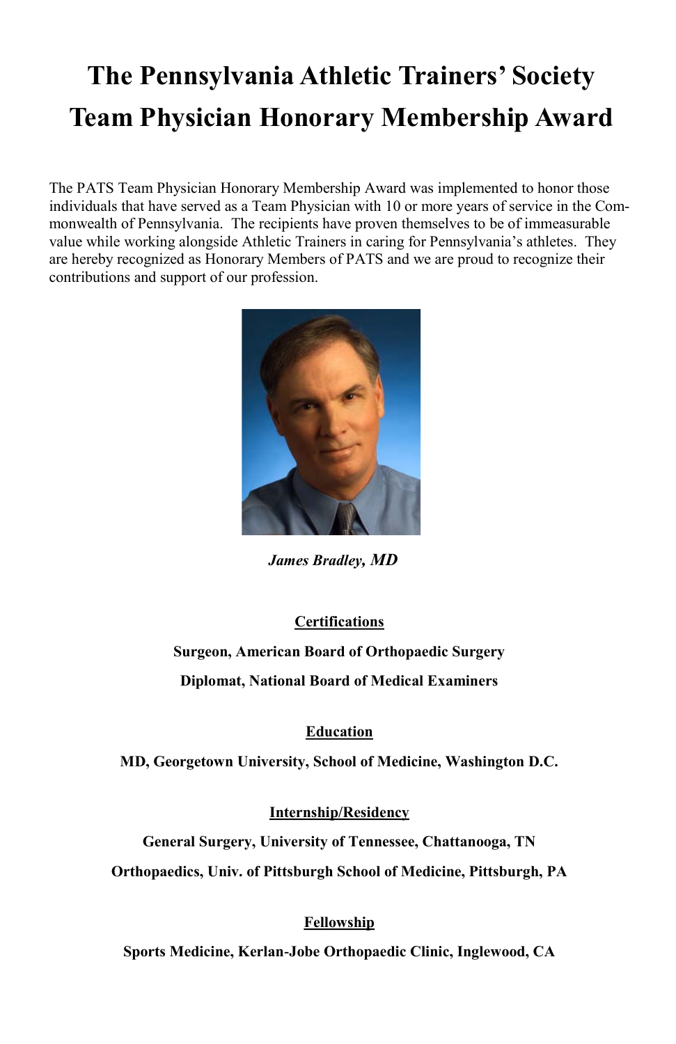# The Pennsylvania Athletic Trainers' Society Team Physician Honorary Membership Award

The PATS Team Physician Honorary Membership Award was implemented to honor those individuals that have served as a Team Physician with 10 or more years of service in the Commonwealth of Pennsylvania. The recipients have proven themselves to be of immeasurable value while working alongside Athletic Trainers in caring for Pennsylvania's athletes. They are hereby recognized as Honorary Members of PATS and we are proud to recognize their contributions and support of our profession.

***James Bradley, MD***

**Certifications**

**Surgeon, American Board of Orthopaedic Surgery**

**Diplomat, National Board of Medical Examiners**

**Education**

**MD, Georgetown University, School of Medicine, Washington D.C.**

**Internship/Residency**

**General Surgery, University of Tennessee, Chattanooga, TN**

**Orthopaedics, Univ. of Pittsburgh School of Medicine, Pittsburgh, PA**

**Fellowship**

**Sports Medicine, Kerlan-Jobe Orthopaedic Clinic, Inglewood, CA**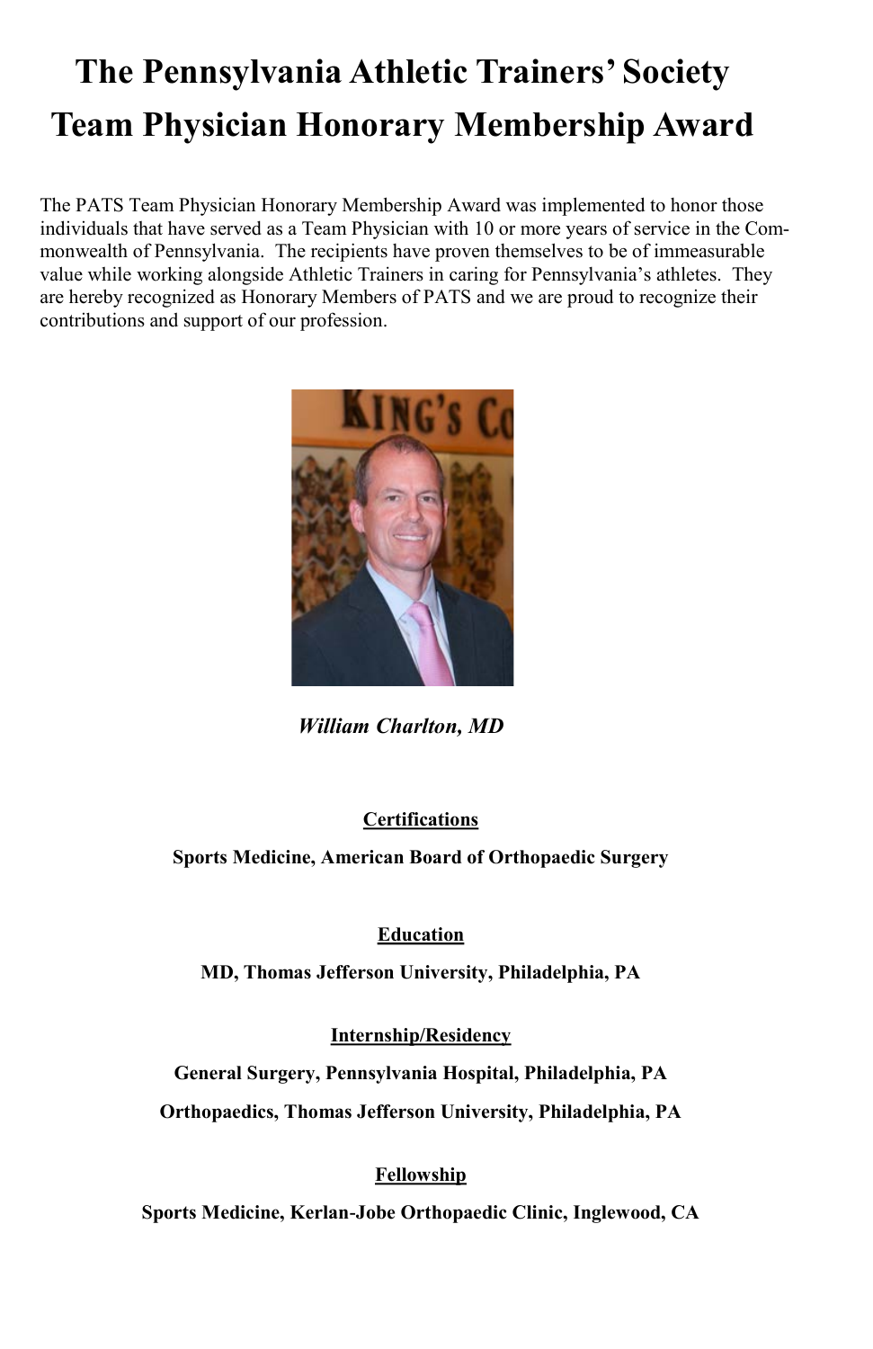# The Pennsylvania Athletic Trainers' Society Team Physician Honorary Membership Award

The PATS Team Physician Honorary Membership Award was implemented to honor those individuals that have served as a Team Physician with 10 or more years of service in the Commonwealth of Pennsylvania. The recipients have proven themselves to be of immeasurable value while working alongside Athletic Trainers in caring for Pennsylvania's athletes. They are hereby recognized as Honorary Members of PATS and we are proud to recognize their contributions and support of our profession.

***William Charlton, MD***

**Certifications**

**Sports Medicine, American Board of Orthopaedic Surgery**

**Education**

**MD, Thomas Jefferson University, Philadelphia, PA**

**Internship/Residency**

**General Surgery, Pennsylvania Hospital, Philadelphia, PA**

**Orthopaedics, Thomas Jefferson University, Philadelphia, PA**

**Fellowship**

**Sports Medicine, Kerlan-Jobe Orthopaedic Clinic, Inglewood, CA**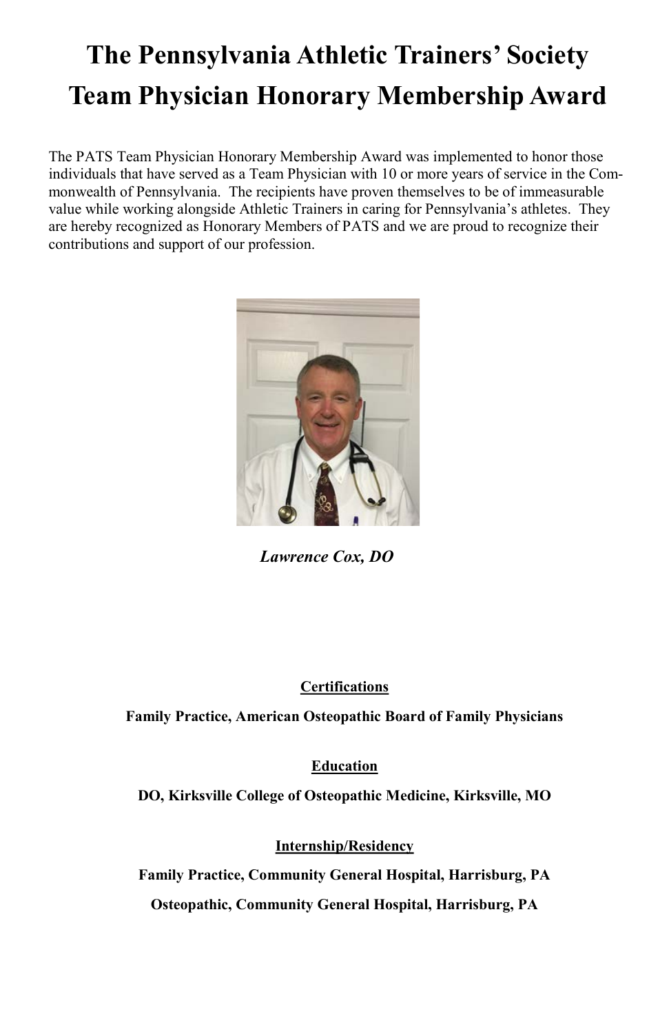# The Pennsylvania Athletic Trainers' Society Team Physician Honorary Membership Award

The PATS Team Physician Honorary Membership Award was implemented to honor those individuals that have served as a Team Physician with 10 or more years of service in the Commonwealth of Pennsylvania. The recipients have proven themselves to be of immeasurable value while working alongside Athletic Trainers in caring for Pennsylvania's athletes. They are hereby recognized as Honorary Members of PATS and we are proud to recognize their contributions and support of our profession.

*Lawrence Cox, DO*

**Certifications**

**Family Practice, American Osteopathic Board of Family Physicians**

**Education**

**DO, Kirksville College of Osteopathic Medicine, Kirksville, MO**

**Internship/Residency**

**Family Practice, Community General Hospital, Harrisburg, PA**

**Osteopathic, Community General Hospital, Harrisburg, PA**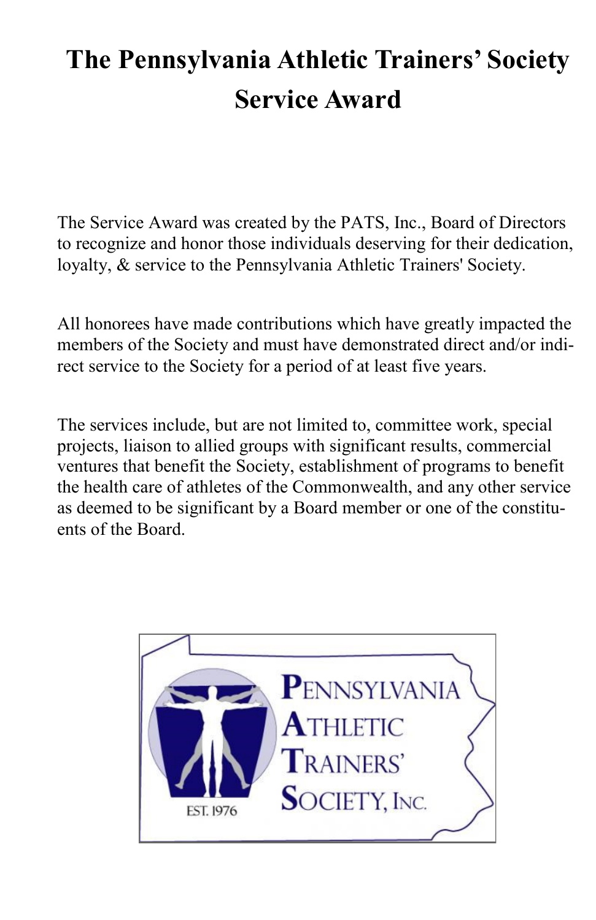# The Pennsylvania Athletic Trainers' Society Service Award

The Service Award was created by the PATS, Inc., Board of Directors to recognize and honor those individuals deserving for their dedication, loyalty, & service to the Pennsylvania Athletic Trainers' Society.

All honorees have made contributions which have greatly impacted the members of the Society and must have demonstrated direct and/or indirect service to the Society for a period of at least five years.

The services include, but are not limited to, committee work, special projects, liaison to allied groups with significant results, commercial ventures that benefit the Society, establishment of programs to benefit the health care of athletes of the Commonwealth, and any other service as deemed to be significant by a Board member or one of the constituents of the Board.

PENNSYLVANIA ATHLETIC TRAINERS' SOCIETY, INC.

EST. 1976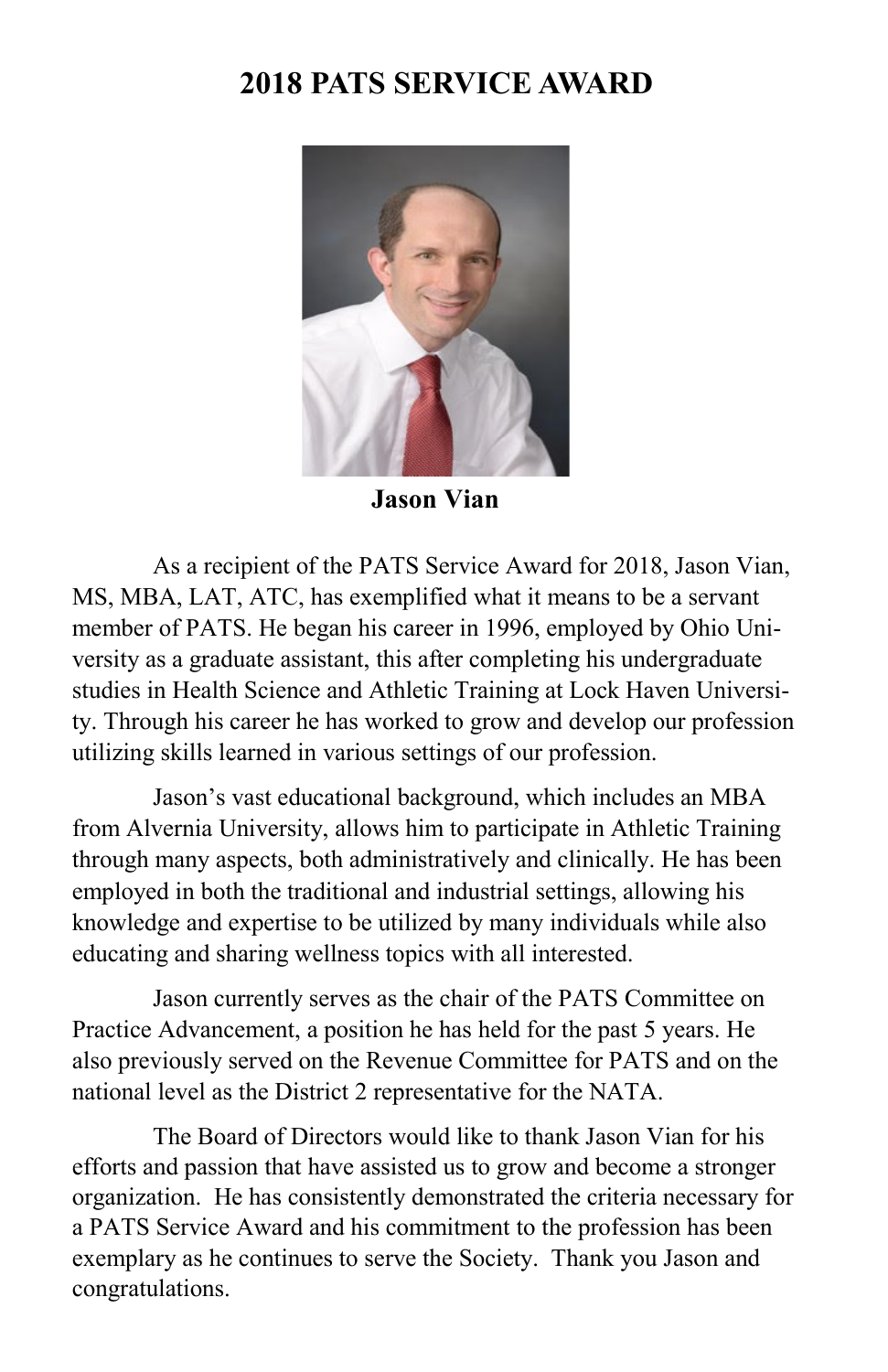# 2018 PATS SERVICE AWARD

**Jason Vian**

As a recipient of the PATS Service Award for 2018, Jason Vian, MS, MBA, LAT, ATC, has exemplified what it means to be a servant member of PATS. He began his career in 1996, employed by Ohio University as a graduate assistant, this after completing his undergraduate studies in Health Science and Athletic Training at Lock Haven University. Through his career he has worked to grow and develop our profession utilizing skills learned in various settings of our profession.

Jason's vast educational background, which includes an MBA from Alvernia University, allows him to participate in Athletic Training through many aspects, both administratively and clinically. He has been employed in both the traditional and industrial settings, allowing his knowledge and expertise to be utilized by many individuals while also educating and sharing wellness topics with all interested.

Jason currently serves as the chair of the PATS Committee on Practice Advancement, a position he has held for the past 5 years. He also previously served on the Revenue Committee for PATS and on the national level as the District 2 representative for the NATA.

The Board of Directors would like to thank Jason Vian for his efforts and passion that have assisted us to grow and become a stronger organization. He has consistently demonstrated the criteria necessary for a PATS Service Award and his commitment to the profession has been exemplary as he continues to serve the Society. Thank you Jason and congratulations.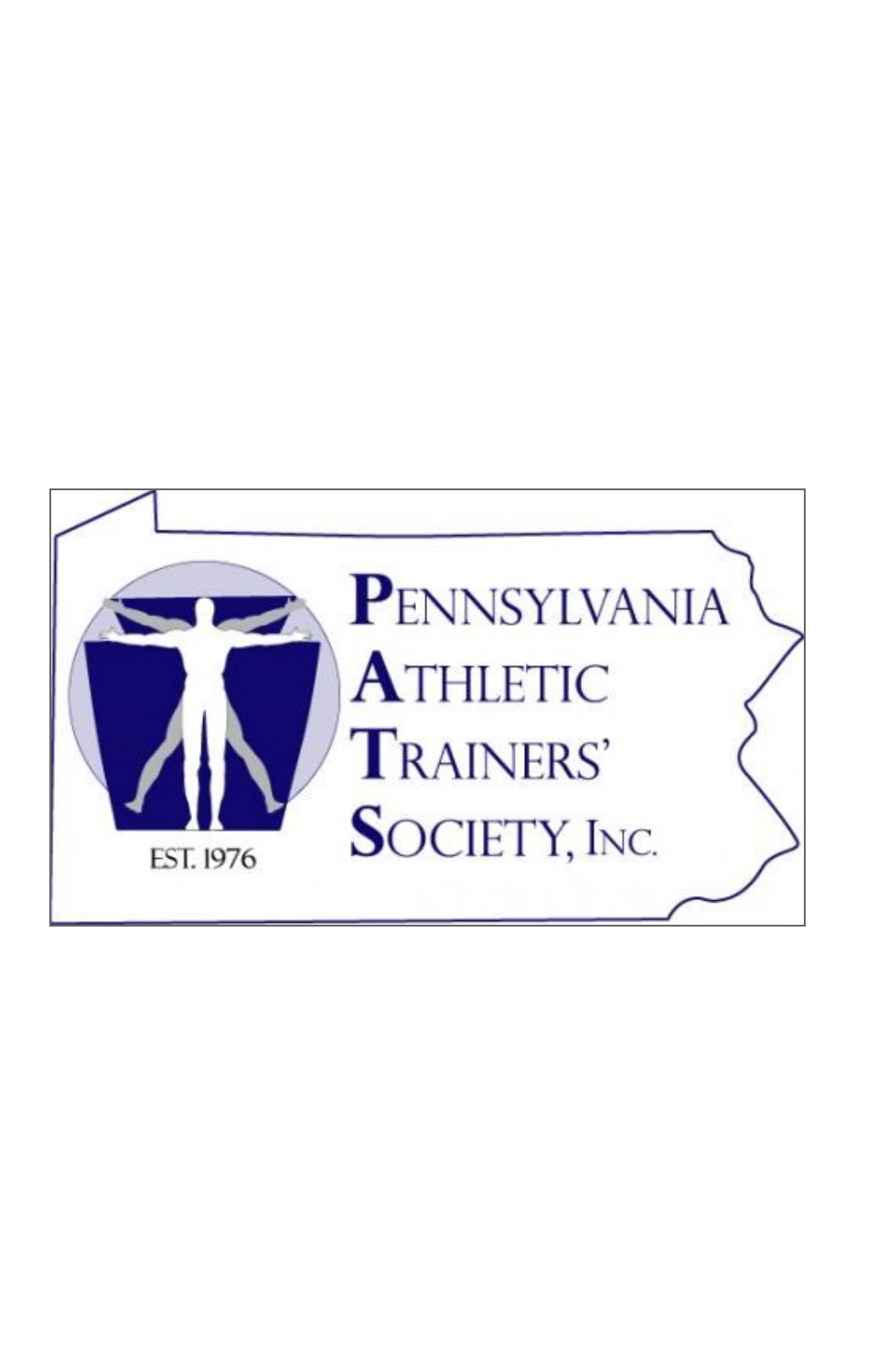Pennsylvania Athletic Trainers' Society, Inc.

EST. 1976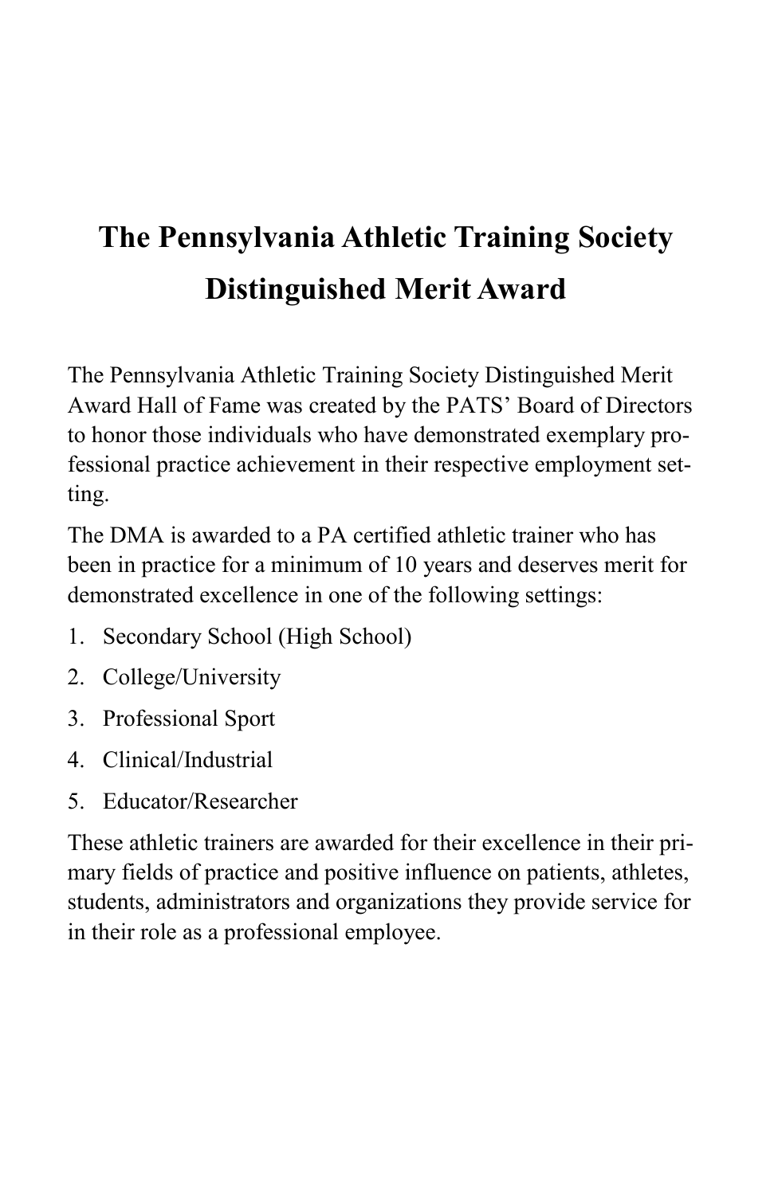# The Pennsylvania Athletic Training Society Distinguished Merit Award

The Pennsylvania Athletic Training Society Distinguished Merit Award Hall of Fame was created by the PATS' Board of Directors to honor those individuals who have demonstrated exemplary professional practice achievement in their respective employment setting.

The DMA is awarded to a PA certified athletic trainer who has been in practice for a minimum of 10 years and deserves merit for demonstrated excellence in one of the following settings:

1. Secondary School (High School)
2. College/University
3. Professional Sport
4. Clinical/Industrial
5. Educator/Researcher

These athletic trainers are awarded for their excellence in their primary fields of practice and positive influence on patients, athletes, students, administrators and organizations they provide service for in their role as a professional employee.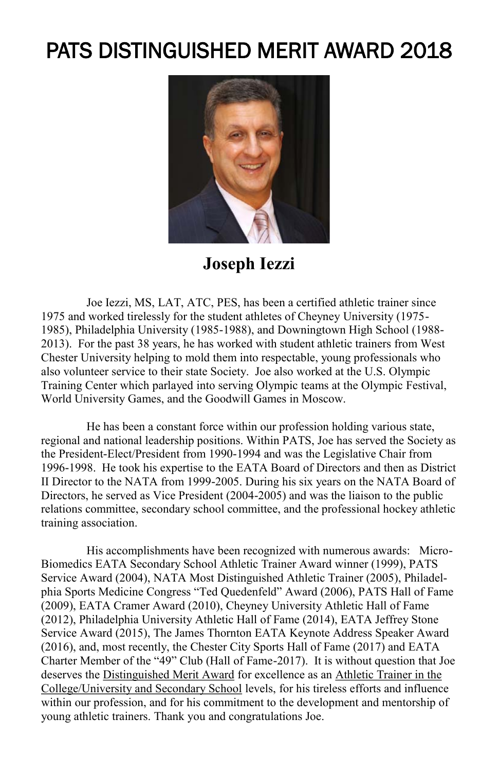# PATS DISTINGUISHED MERIT AWARD 2018

## Joseph Iezzi

Joe Iezzi, MS, LAT, ATC, PES, has been a certified athletic trainer since 1975 and worked tirelessly for the student athletes of Cheyney University (1975-1985), Philadelphia University (1985-1988), and Downingtown High School (1988-2013). For the past 38 years, he has worked with student athletic trainers from West Chester University helping to mold them into respectable, young professionals who also volunteer service to their state Society. Joe also worked at the U.S. Olympic Training Center which parlayed into serving Olympic teams at the Olympic Festival, World University Games, and the Goodwill Games in Moscow.

He has been a constant force within our profession holding various state, regional and national leadership positions. Within PATS, Joe has served the Society as the President-Elect/President from 1990-1994 and was the Legislative Chair from 1996-1998. He took his expertise to the EATA Board of Directors and then as District II Director to the NATA from 1999-2005. During his six years on the NATA Board of Directors, he served as Vice President (2004-2005) and was the liaison to the public relations committee, secondary school committee, and the professional hockey athletic training association.

His accomplishments have been recognized with numerous awards: Micro-Biomedics EATA Secondary School Athletic Trainer Award winner (1999), PATS Service Award (2004), NATA Most Distinguished Athletic Trainer (2005), Philadelphia Sports Medicine Congress "Ted Quedenfeld" Award (2006), PATS Hall of Fame (2009), EATA Cramer Award (2010), Cheyney University Athletic Hall of Fame (2012), Philadelphia University Athletic Hall of Fame (2014), EATA Jeffrey Stone Service Award (2015), The James Thornton EATA Keynote Address Speaker Award (2016), and, most recently, the Chester City Sports Hall of Fame (2017) and EATA Charter Member of the "49" Club (Hall of Fame-2017). It is without question that Joe deserves the Distinguished Merit Award for excellence as an Athletic Trainer in the College/University and Secondary School levels, for his tireless efforts and influence within our profession, and for his commitment to the development and mentorship of young athletic trainers. Thank you and congratulations Joe.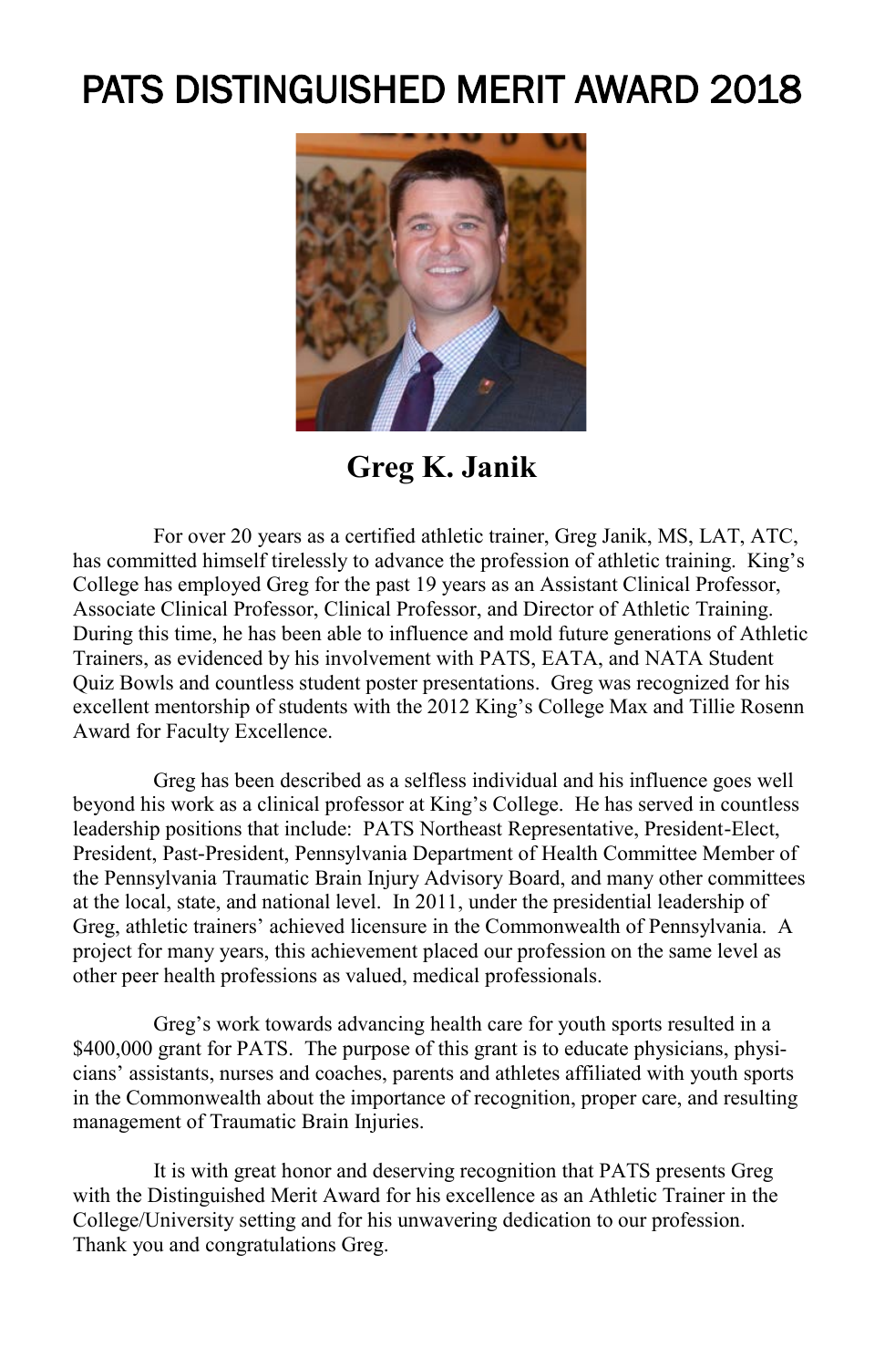# PATS DISTINGUISHED MERIT AWARD 2018

## Greg K. Janik

For over 20 years as a certified athletic trainer, Greg Janik, MS, LAT, ATC, has committed himself tirelessly to advance the profession of athletic training. King's College has employed Greg for the past 19 years as an Assistant Clinical Professor, Associate Clinical Professor, Clinical Professor, and Director of Athletic Training. During this time, he has been able to influence and mold future generations of Athletic Trainers, as evidenced by his involvement with PATS, EATA, and NATA Student Quiz Bowls and countless student poster presentations. Greg was recognized for his excellent mentorship of students with the 2012 King's College Max and Tillie Rosenn Award for Faculty Excellence.

Greg has been described as a selfless individual and his influence goes well beyond his work as a clinical professor at King's College. He has served in countless leadership positions that include: PATS Northeast Representative, President-Elect, President, Past-President, Pennsylvania Department of Health Committee Member of the Pennsylvania Traumatic Brain Injury Advisory Board, and many other committees at the local, state, and national level. In 2011, under the presidential leadership of Greg, athletic trainers' achieved licensure in the Commonwealth of Pennsylvania. A project for many years, this achievement placed our profession on the same level as other peer health professions as valued, medical professionals.

Greg's work towards advancing health care for youth sports resulted in a $400,000 grant for PATS. The purpose of this grant is to educate physicians, physicians' assistants, nurses and coaches, parents and athletes affiliated with youth sports in the Commonwealth about the importance of recognition, proper care, and resulting management of Traumatic Brain Injuries.

It is with great honor and deserving recognition that PATS presents Greg with the Distinguished Merit Award for his excellence as an Athletic Trainer in the College/University setting and for his unwavering dedication to our profession. Thank you and congratulations Greg.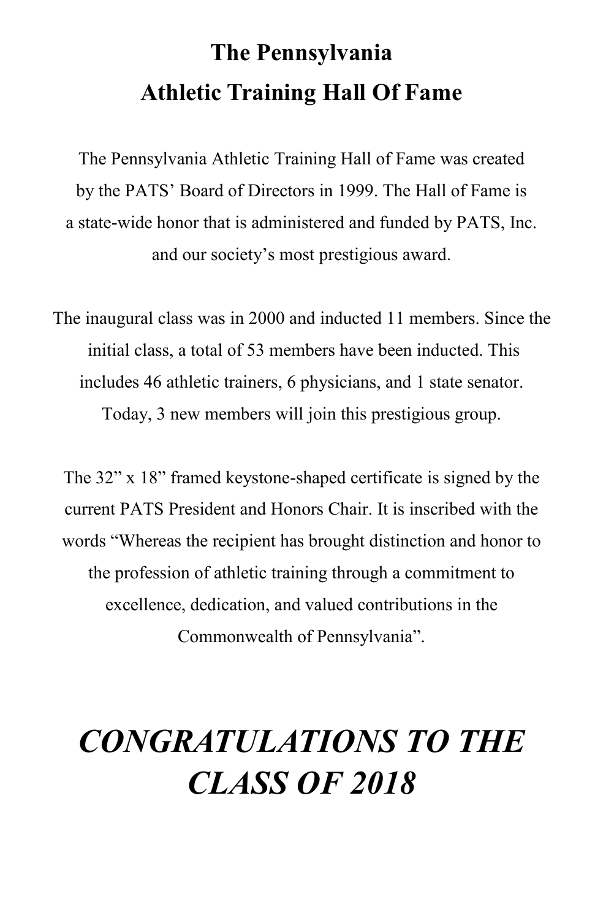# The Pennsylvania Athletic Training Hall Of Fame

The Pennsylvania Athletic Training Hall of Fame was created by the PATS' Board of Directors in 1999. The Hall of Fame is a state-wide honor that is administered and funded by PATS, Inc. and our society's most prestigious award.

The inaugural class was in 2000 and inducted 11 members. Since the initial class, a total of 53 members have been inducted. This includes 46 athletic trainers, 6 physicians, and 1 state senator. Today, 3 new members will join this prestigious group.

The 32" x 18" framed keystone-shaped certificate is signed by the current PATS President and Honors Chair. It is inscribed with the words "Whereas the recipient has brought distinction and honor to the profession of athletic training through a commitment to excellence, dedication, and valued contributions in the Commonwealth of Pennsylvania".

## *CONGRATULATIONS TO THE CLASS OF 2018*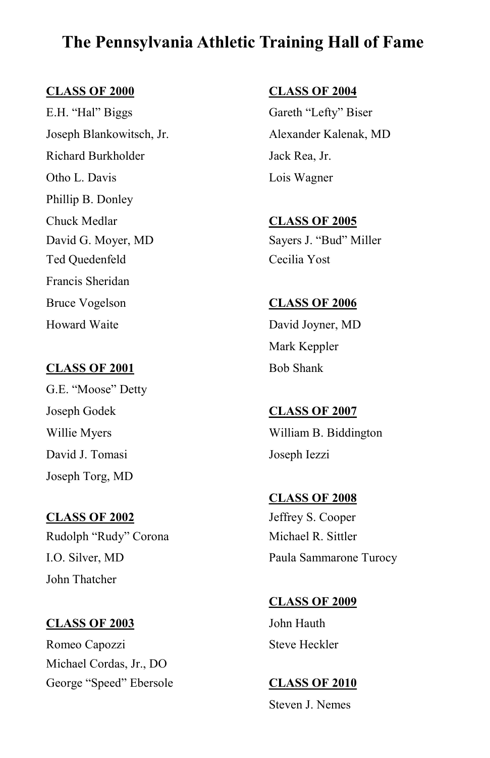# The Pennsylvania Athletic Training Hall of Fame

**CLASS OF 2000**

E.H. “Hal” Biggs
Joseph Blankowitsch, Jr.
Richard Burkholder
Otho L. Davis
Phillip B. Donley
Chuck Medlar
David G. Moyer, MD
Ted Quedenfeld
Francis Sheridan
Bruce Vogelson
Howard Waite

**CLASS OF 2001**

G.E. “Moose” Detty
Joseph Godek
Willie Myers
David J. Tomasi
Joseph Torg, MD

**CLASS OF 2002**

Rudolph “Rudy” Corona
I.O. Silver, MD
John Thatcher

**CLASS OF 2003**

Romeo Capozzi
Michael Cordas, Jr., DO
George “Speed” Ebersole

**CLASS OF 2004**

Gareth “Lefty” Biser
Alexander Kalenak, MD
Jack Rea, Jr.
Lois Wagner

**CLASS OF 2005**

Sayers J. “Bud” Miller
Cecilia Yost

**CLASS OF 2006**

David Joyner, MD
Mark Keppler
Bob Shank

**CLASS OF 2007**

William B. Biddington
Joseph Iezzi

**CLASS OF 2008**

Jeffrey S. Cooper
Michael R. Sittler
Paula Sammarone Turocy

**CLASS OF 2009**

John Hauth
Steve Heckler

**CLASS OF 2010**

Steven J. Nemes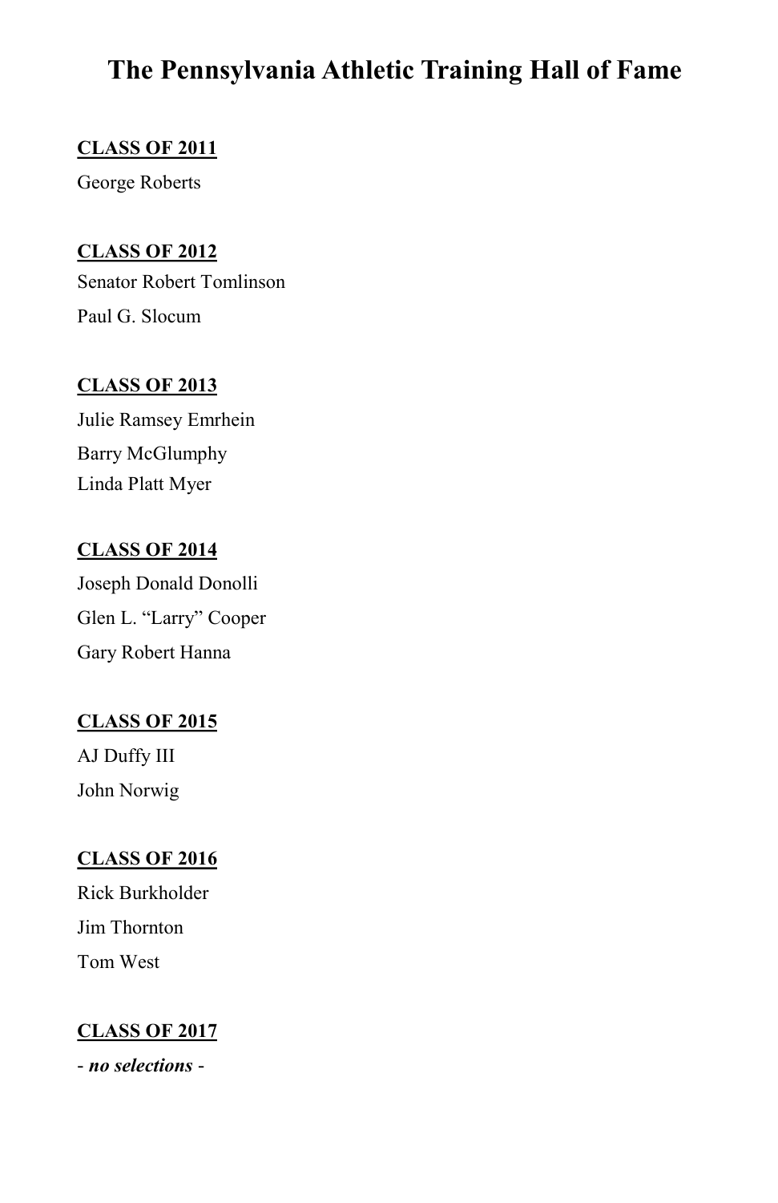# The Pennsylvania Athletic Training Hall of Fame

**CLASS OF 2011**

George Roberts

**CLASS OF 2012**

Senator Robert Tomlinson

Paul G. Slocum

**CLASS OF 2013**

Julie Ramsey Emrhein

Barry McGlumphy

Linda Platt Myer

**CLASS OF 2014**

Joseph Donald Donolli

Glen L. "Larry" Cooper

Gary Robert Hanna

**CLASS OF 2015**

AJ Duffy III

John Norwig

**CLASS OF 2016**

Rick Burkholder

Jim Thornton

Tom West

**CLASS OF 2017**

- ***no selections*** -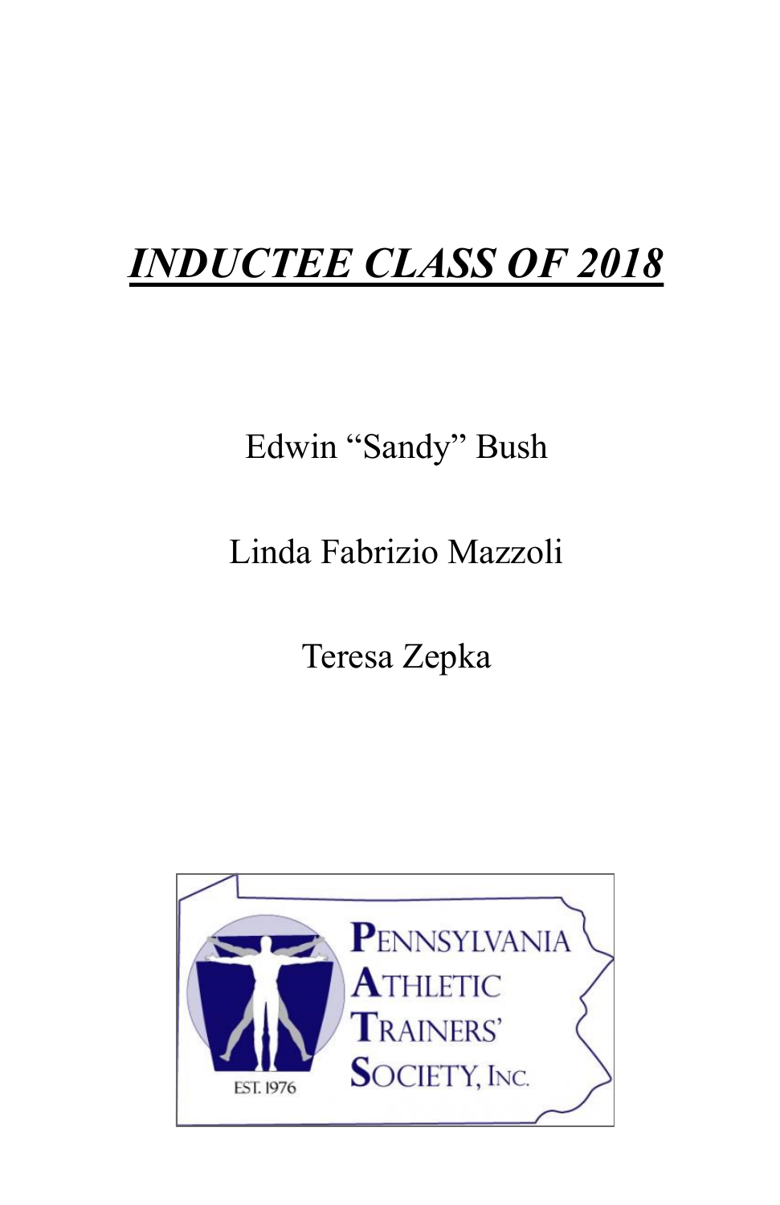# ***INDUCTEE CLASS OF 2018***

Edwin "Sandy" Bush

Linda Fabrizio Mazzoli

Teresa Zepka

PENNSYLVANIA ATHLETIC TRAINERS' SOCIETY, INC.

EST. 1976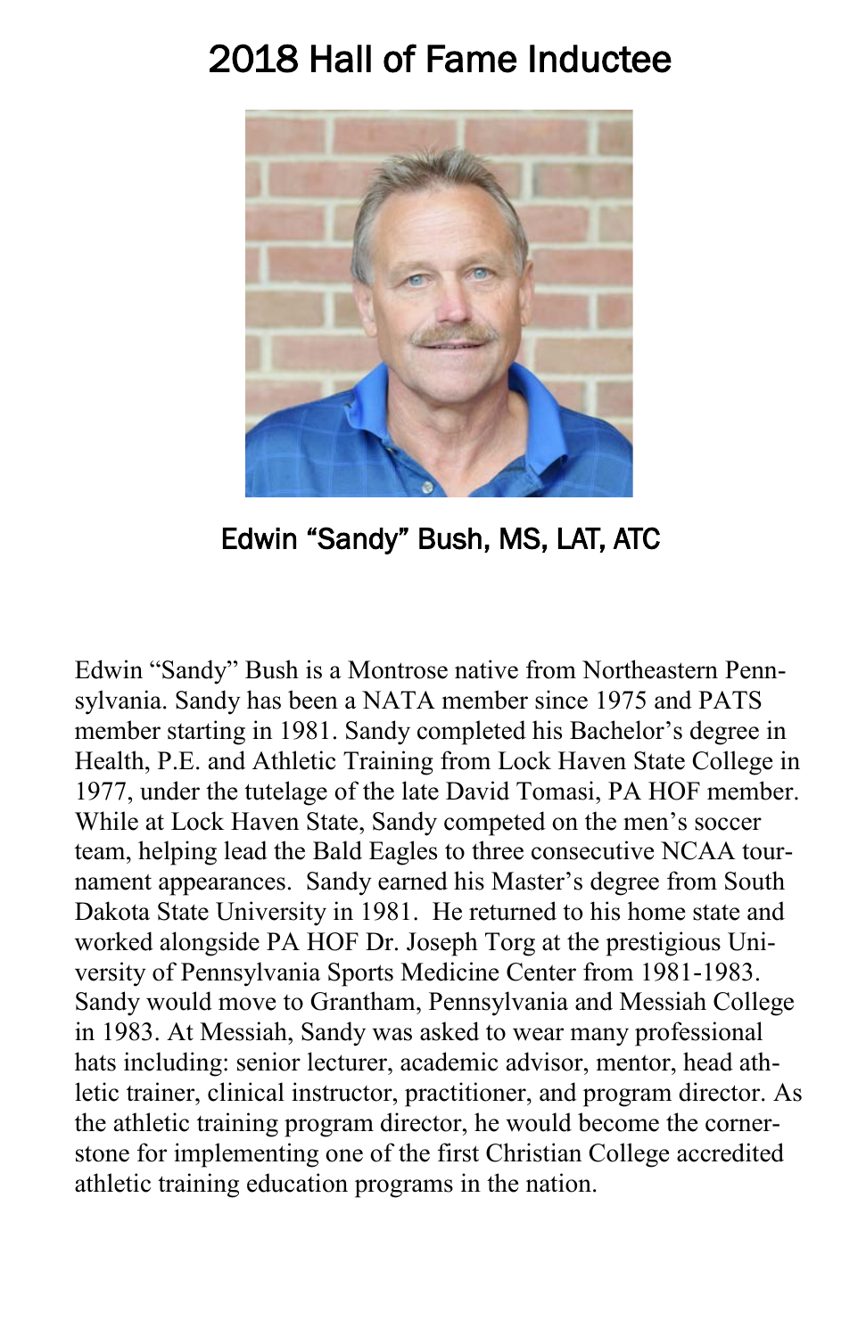# 2018 Hall of Fame Inductee

## Edwin "Sandy" Bush, MS, LAT, ATC

Edwin "Sandy" Bush is a Montrose native from Northeastern Pennsylvania. Sandy has been a NATA member since 1975 and PATS member starting in 1981. Sandy completed his Bachelor's degree in Health, P.E. and Athletic Training from Lock Haven State College in 1977, under the tutelage of the late David Tomasi, PA HOF member. While at Lock Haven State, Sandy competed on the men's soccer team, helping lead the Bald Eagles to three consecutive NCAA tournament appearances. Sandy earned his Master's degree from South Dakota State University in 1981. He returned to his home state and worked alongside PA HOF Dr. Joseph Torg at the prestigious University of Pennsylvania Sports Medicine Center from 1981-1983. Sandy would move to Grantham, Pennsylvania and Messiah College in 1983. At Messiah, Sandy was asked to wear many professional hats including: senior lecturer, academic advisor, mentor, head athletic trainer, clinical instructor, practitioner, and program director. As the athletic training program director, he would become the cornerstone for implementing one of the first Christian College accredited athletic training education programs in the nation.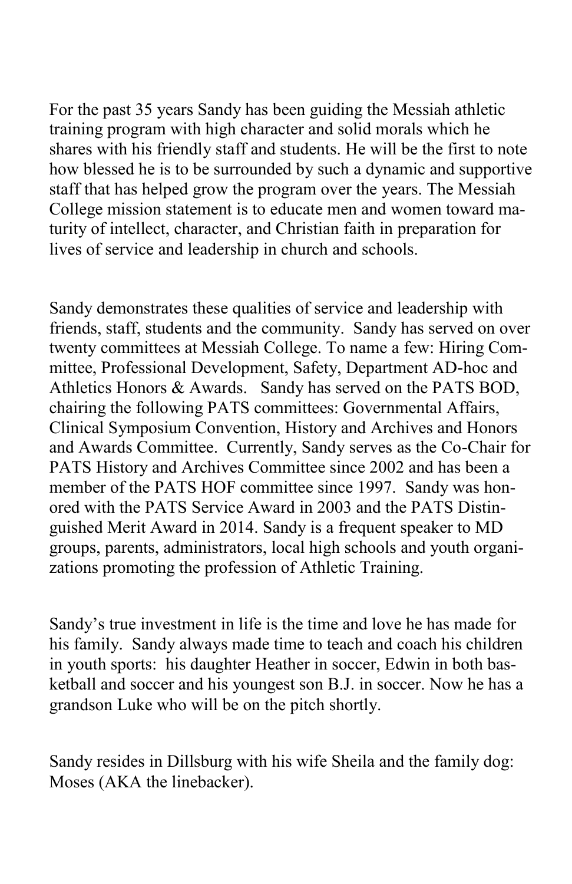For the past 35 years Sandy has been guiding the Messiah athletic training program with high character and solid morals which he shares with his friendly staff and students. He will be the first to note how blessed he is to be surrounded by such a dynamic and supportive staff that has helped grow the program over the years. The Messiah College mission statement is to educate men and women toward maturity of intellect, character, and Christian faith in preparation for lives of service and leadership in church and schools.

Sandy demonstrates these qualities of service and leadership with friends, staff, students and the community. Sandy has served on over twenty committees at Messiah College. To name a few: Hiring Committee, Professional Development, Safety, Department AD-hoc and Athletics Honors & Awards. Sandy has served on the PATS BOD, chairing the following PATS committees: Governmental Affairs, Clinical Symposium Convention, History and Archives and Honors and Awards Committee. Currently, Sandy serves as the Co-Chair for PATS History and Archives Committee since 2002 and has been a member of the PATS HOF committee since 1997. Sandy was honored with the PATS Service Award in 2003 and the PATS Distinguished Merit Award in 2014. Sandy is a frequent speaker to MD groups, parents, administrators, local high schools and youth organizations promoting the profession of Athletic Training.

Sandy's true investment in life is the time and love he has made for his family. Sandy always made time to teach and coach his children in youth sports: his daughter Heather in soccer, Edwin in both basketball and soccer and his youngest son B.J. in soccer. Now he has a grandson Luke who will be on the pitch shortly.

Sandy resides in Dillsburg with his wife Sheila and the family dog: Moses (AKA the linebacker).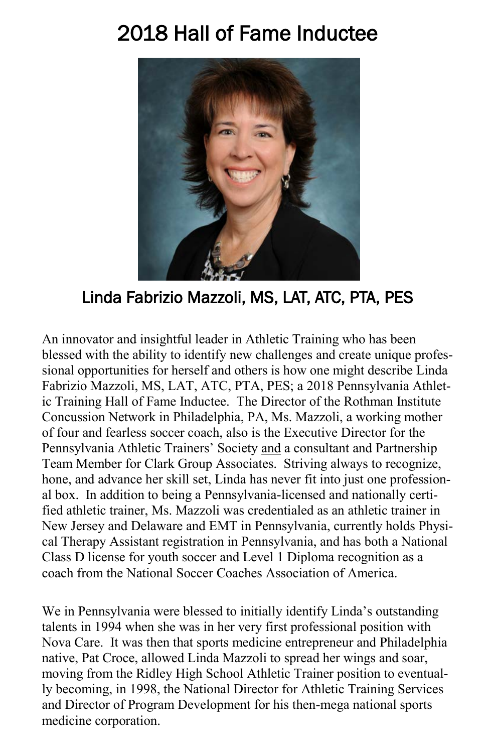# 2018 Hall of Fame Inductee

## Linda Fabrizio Mazzoli, MS, LAT, ATC, PTA, PES

An innovator and insightful leader in Athletic Training who has been blessed with the ability to identify new challenges and create unique professional opportunities for herself and others is how one might describe Linda Fabrizio Mazzoli, MS, LAT, ATC, PTA, PES; a 2018 Pennsylvania Athletic Training Hall of Fame Inductee. The Director of the Rothman Institute Concussion Network in Philadelphia, PA, Ms. Mazzoli, a working mother of four and fearless soccer coach, also is the Executive Director for the Pennsylvania Athletic Trainers' Society <u>and</u> a consultant and Partnership Team Member for Clark Group Associates. Striving always to recognize, hone, and advance her skill set, Linda has never fit into just one professional box. In addition to being a Pennsylvania-licensed and nationally certified athletic trainer, Ms. Mazzoli was credentialed as an athletic trainer in New Jersey and Delaware and EMT in Pennsylvania, currently holds Physical Therapy Assistant registration in Pennsylvania, and has both a National Class D license for youth soccer and Level 1 Diploma recognition as a coach from the National Soccer Coaches Association of America.

We in Pennsylvania were blessed to initially identify Linda's outstanding talents in 1994 when she was in her very first professional position with Nova Care. It was then that sports medicine entrepreneur and Philadelphia native, Pat Croce, allowed Linda Mazzoli to spread her wings and soar, moving from the Ridley High School Athletic Trainer position to eventually becoming, in 1998, the National Director for Athletic Training Services and Director of Program Development for his then-mega national sports medicine corporation.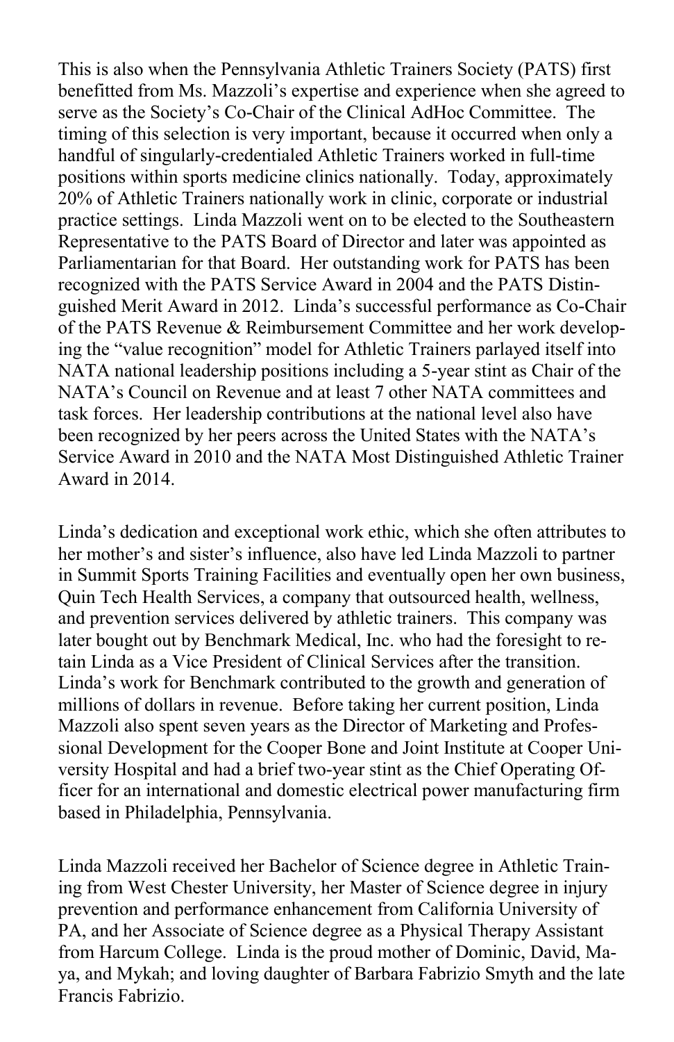This is also when the Pennsylvania Athletic Trainers Society (PATS) first benefitted from Ms. Mazzoli's expertise and experience when she agreed to serve as the Society's Co-Chair of the Clinical AdHoc Committee. The timing of this selection is very important, because it occurred when only a handful of singularly-credentialed Athletic Trainers worked in full-time positions within sports medicine clinics nationally. Today, approximately 20% of Athletic Trainers nationally work in clinic, corporate or industrial practice settings. Linda Mazzoli went on to be elected to the Southeastern Representative to the PATS Board of Director and later was appointed as Parliamentarian for that Board. Her outstanding work for PATS has been recognized with the PATS Service Award in 2004 and the PATS Distinguished Merit Award in 2012. Linda's successful performance as Co-Chair of the PATS Revenue & Reimbursement Committee and her work developing the "value recognition" model for Athletic Trainers parlayed itself into NATA national leadership positions including a 5-year stint as Chair of the NATA's Council on Revenue and at least 7 other NATA committees and task forces. Her leadership contributions at the national level also have been recognized by her peers across the United States with the NATA's Service Award in 2010 and the NATA Most Distinguished Athletic Trainer Award in 2014.

Linda's dedication and exceptional work ethic, which she often attributes to her mother's and sister's influence, also have led Linda Mazzoli to partner in Summit Sports Training Facilities and eventually open her own business, Quin Tech Health Services, a company that outsourced health, wellness, and prevention services delivered by athletic trainers. This company was later bought out by Benchmark Medical, Inc. who had the foresight to retain Linda as a Vice President of Clinical Services after the transition. Linda's work for Benchmark contributed to the growth and generation of millions of dollars in revenue. Before taking her current position, Linda Mazzoli also spent seven years as the Director of Marketing and Professional Development for the Cooper Bone and Joint Institute at Cooper University Hospital and had a brief two-year stint as the Chief Operating Officer for an international and domestic electrical power manufacturing firm based in Philadelphia, Pennsylvania.

Linda Mazzoli received her Bachelor of Science degree in Athletic Training from West Chester University, her Master of Science degree in injury prevention and performance enhancement from California University of PA, and her Associate of Science degree as a Physical Therapy Assistant from Harcum College. Linda is the proud mother of Dominic, David, Maya, and Mykah; and loving daughter of Barbara Fabrizio Smyth and the late Francis Fabrizio.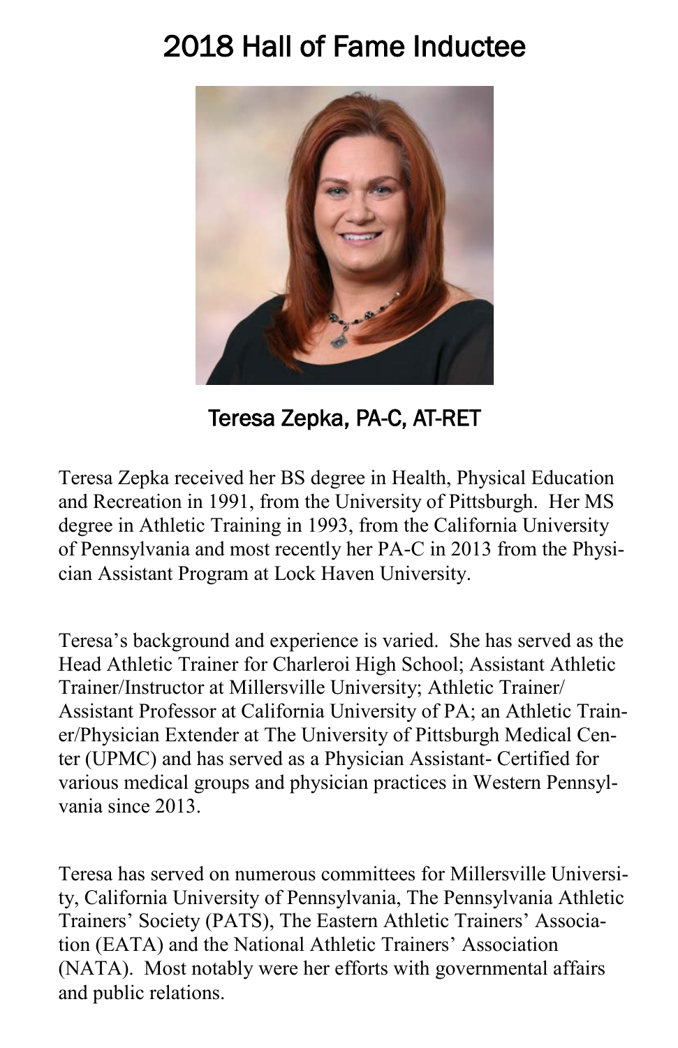# 2018 Hall of Fame Inductee

## Teresa Zepka, PA-C, AT-RET

Teresa Zepka received her BS degree in Health, Physical Education and Recreation in 1991, from the University of Pittsburgh. Her MS degree in Athletic Training in 1993, from the California University of Pennsylvania and most recently her PA-C in 2013 from the Physician Assistant Program at Lock Haven University.

Teresa's background and experience is varied. She has served as the Head Athletic Trainer for Charleroi High School; Assistant Athletic Trainer/Instructor at Millersville University; Athletic Trainer/ Assistant Professor at California University of PA; an Athletic Trainer/Physician Extender at The University of Pittsburgh Medical Center (UPMC) and has served as a Physician Assistant- Certified for various medical groups and physician practices in Western Pennsylvania since 2013.

Teresa has served on numerous committees for Millersville University, California University of Pennsylvania, The Pennsylvania Athletic Trainers' Society (PATS), The Eastern Athletic Trainers' Association (EATA) and the National Athletic Trainers' Association (NATA). Most notably were her efforts with governmental affairs and public relations.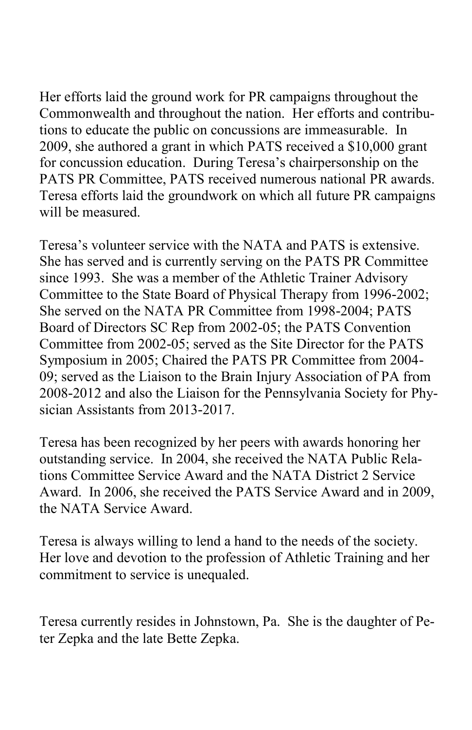Her efforts laid the ground work for PR campaigns throughout the Commonwealth and throughout the nation. Her efforts and contributions to educate the public on concussions are immeasurable. In 2009, she authored a grant in which PATS received a $10,000 grant for concussion education. During Teresa's chairpersonship on the PATS PR Committee, PATS received numerous national PR awards. Teresa efforts laid the groundwork on which all future PR campaigns will be measured.

Teresa's volunteer service with the NATA and PATS is extensive. She has served and is currently serving on the PATS PR Committee since 1993. She was a member of the Athletic Trainer Advisory Committee to the State Board of Physical Therapy from 1996-2002; She served on the NATA PR Committee from 1998-2004; PATS Board of Directors SC Rep from 2002-05; the PATS Convention Committee from 2002-05; served as the Site Director for the PATS Symposium in 2005; Chaired the PATS PR Committee from 2004-09; served as the Liaison to the Brain Injury Association of PA from 2008-2012 and also the Liaison for the Pennsylvania Society for Physician Assistants from 2013-2017.

Teresa has been recognized by her peers with awards honoring her outstanding service. In 2004, she received the NATA Public Relations Committee Service Award and the NATA District 2 Service Award. In 2006, she received the PATS Service Award and in 2009, the NATA Service Award.

Teresa is always willing to lend a hand to the needs of the society. Her love and devotion to the profession of Athletic Training and her commitment to service is unequaled.

Teresa currently resides in Johnstown, Pa. She is the daughter of Peter Zepka and the late Bette Zepka.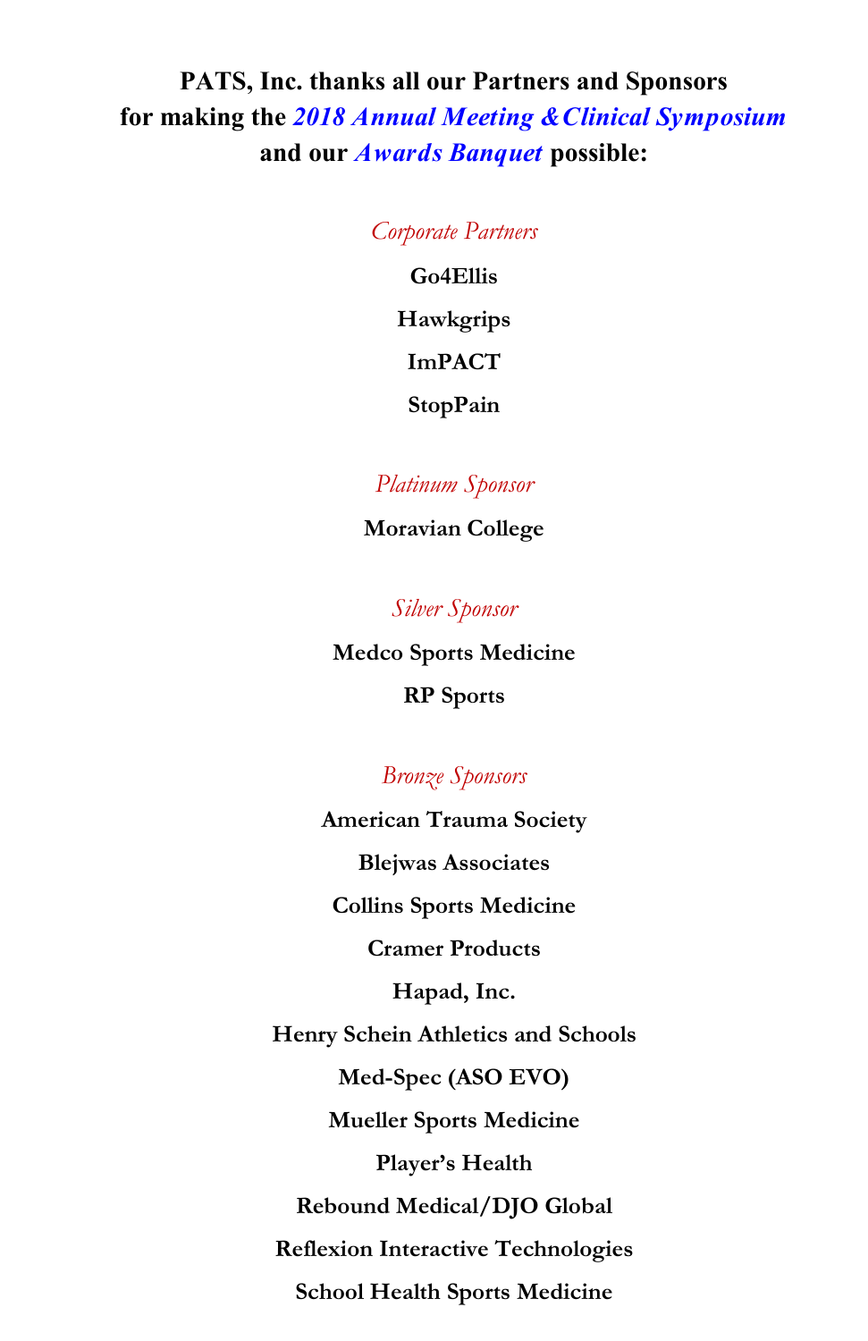**PATS, Inc. thanks all our Partners and Sponsors for making the *2018 Annual Meeting & Clinical Symposium* and our *Awards Banquet* possible:**

*Corporate Partners*

**Go4Ellis**

**Hawkgrips**

**ImPACT**

**StopPain**

*Platinum Sponsor*

**Moravian College**

*Silver Sponsor*

**Medco Sports Medicine**

**RP Sports**

*Bronze Sponsors*

**American Trauma Society**

**Blejwas Associates**

**Collins Sports Medicine**

**Cramer Products**

**Hapad, Inc.**

**Henry Schein Athletics and Schools**

**Med-Spec (ASO EVO)**

**Mueller Sports Medicine**

**Player's Health**

**Rebound Medical/DJO Global**

**Reflexion Interactive Technologies**

**School Health Sports Medicine**